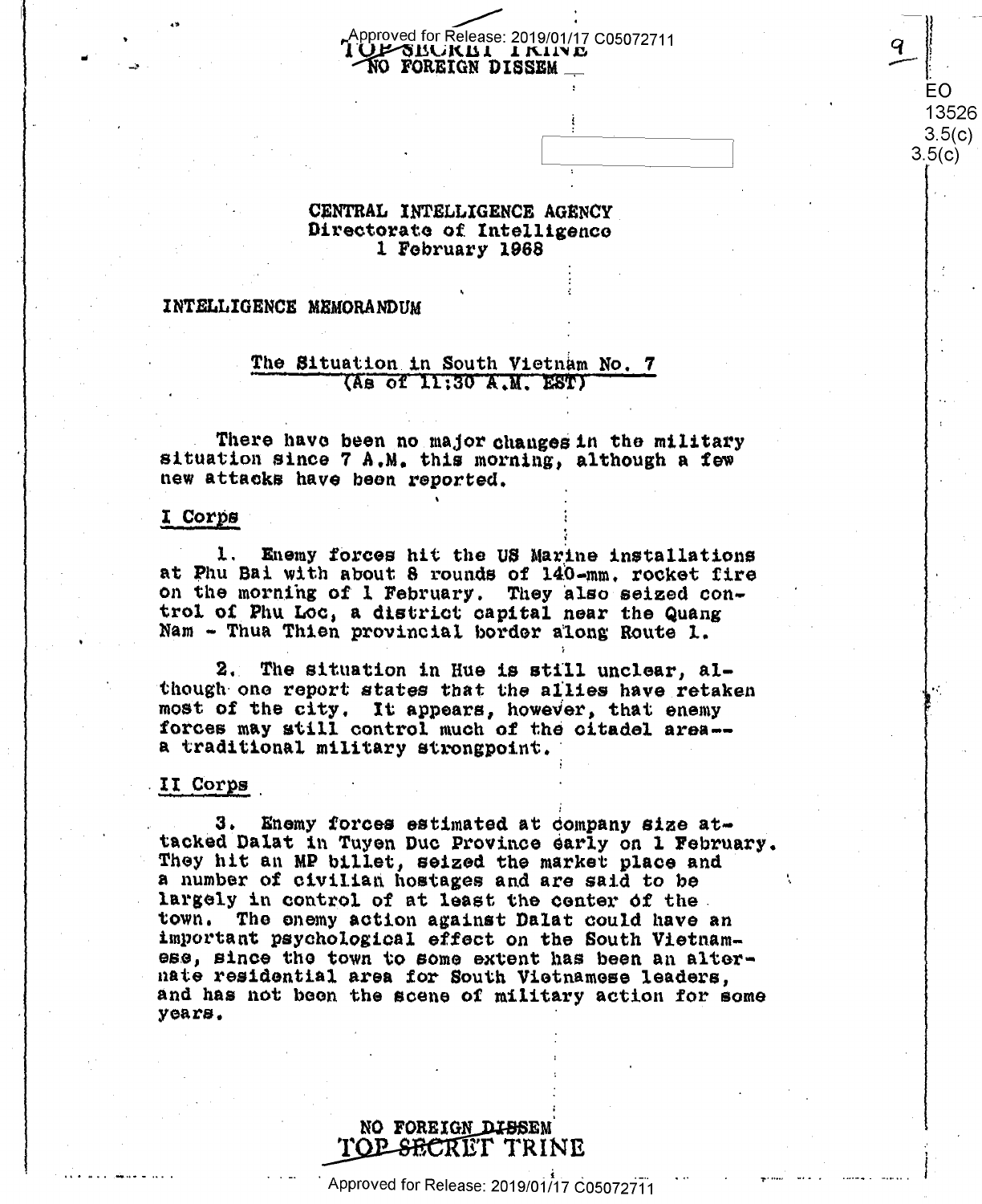TOP SECRET TRINE
NO FOREIGN DISSEM

CENTRAL INTELLIGENCE AGENCY
Directorate of Intelligence
1 February 1968

INTELLIGENCE MEMORANDUM

## The Situation in South Vietnam No. 7
(As of 11:30 A.M. EST)

There have been no major changes in the military situation since 7 A.M. this morning, although a few new attacks have been reported.

### I Corps

1. Enemy forces hit the US Marine installations at Phu Bai with about 8 rounds of 140-mm. rocket fire on the morning of 1 February. They also seized control of Phu Loc, a district capital near the Quang Nam - Thua Thien provincial border along Route 1.

2. The situation in Hue is still unclear, although one report states that the allies have retaken most of the city. It appears, however, that enemy forces may still control much of the citadel area--a traditional military strongpoint.

### II Corps

3. Enemy forces estimated at company size attacked Dalat in Tuyen Duc Province early on 1 February. They hit an MP billet, seized the market place and a number of civilian hostages and are said to be largely in control of at least the center of the town. The enemy action against Dalat could have an important psychological effect on the South Vietnamese, since the town to some extent has been an alternate residential area for South Vietnamese leaders, and has not been the scene of military action for some years.

NO FOREIGN DISSEM
TOP SECRET TRINE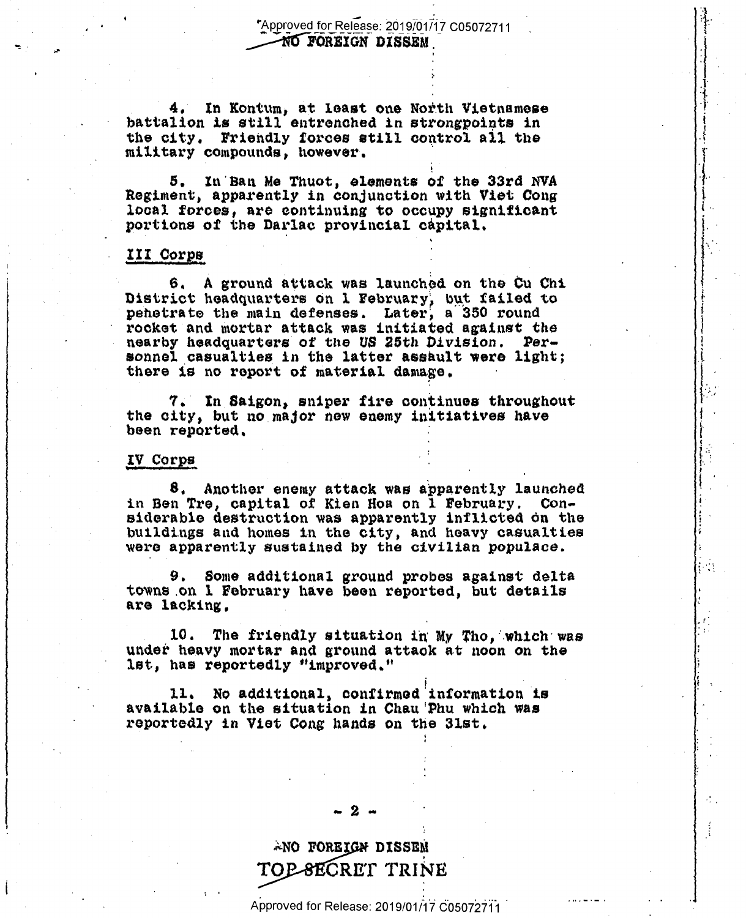4. In Kontum, at least one North Vietnamese battalion is still entrenched in strongpoints in the city. Friendly forces still control all the military compounds, however.

5. In Ban Me Thuot, elements of the 33rd NVA Regiment, apparently in conjunction with Viet Cong local forces, are continuing to occupy significant portions of the Darlac provincial capital.

## III Corps

6. A ground attack was launched on the Cu Chi District headquarters on 1 February, but failed to penetrate the main defenses. Later, a 350 round rocket and mortar attack was initiated against the nearby headquarters of the US 25th Division. Personnel casualties in the latter assault were light; there is no report of material damage.

7. In Saigon, sniper fire continues throughout the city, but no major new enemy initiatives have been reported.

## IV Corps

8. Another enemy attack was apparently launched in Ben Tre, capital of Kien Hoa on 1 February. Considerable destruction was apparently inflicted on the buildings and homes in the city, and heavy casualties were apparently sustained by the civilian populace.

9. Some additional ground probes against delta towns on 1 February have been reported, but details are lacking.

10. The friendly situation in My Tho, which was under heavy mortar and ground attack at noon on the 1st, has reportedly "improved."

11. No additional, confirmed information is available on the situation in Chau Phu which was reportedly in Viet Cong hands on the 31st.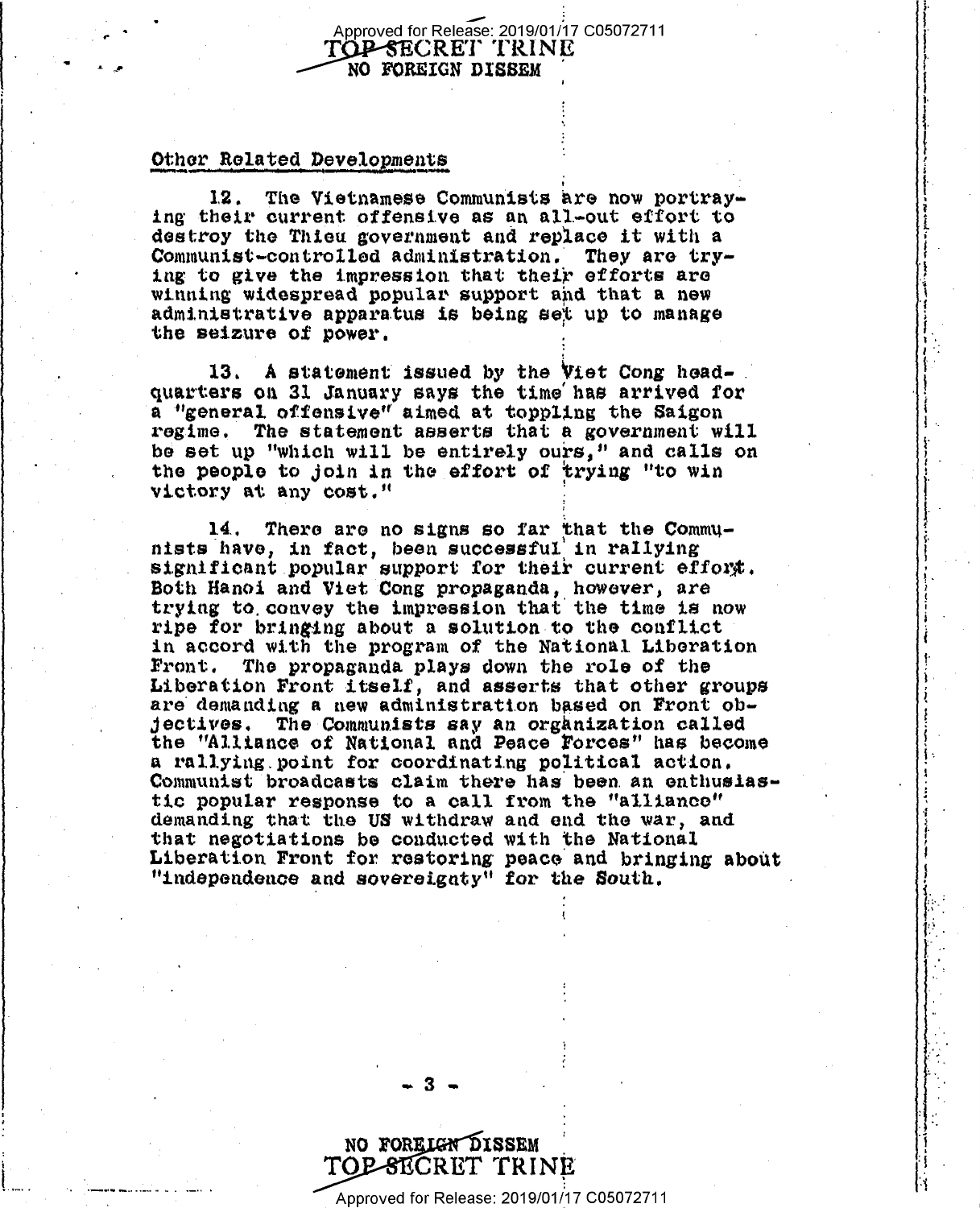## Other Related Developments

12. The Vietnamese Communists are now portraying their current offensive as an all-out effort to destroy the Thieu government and replace it with a Communist-controlled administration. They are trying to give the impression that their efforts are winning widespread popular support and that a new administrative apparatus is being set up to manage the seizure of power.

13. A statement issued by the Viet Cong headquarters on 31 January says the time has arrived for a "general offensive" aimed at toppling the Saigon regime. The statement asserts that a government will be set up "which will be entirely ours," and calls on the people to join in the effort of trying "to win victory at any cost."

14. There are no signs so far that the Communists have, in fact, been successful in rallying significant popular support for their current effort. Both Hanoi and Viet Cong propaganda, however, are trying to convey the impression that the time is now ripe for bringing about a solution to the conflict in accord with the program of the National Liberation Front. The propaganda plays down the role of the Liberation Front itself, and asserts that other groups are demanding a new administration based on Front objectives. The Communists say an organization called the "Alliance of National and Peace Forces" has become a rallying point for coordinating political action. Communist broadcasts claim there has been an enthusiastic popular response to a call from the "alliance" demanding that the US withdraw and end the war, and that negotiations be conducted with the National Liberation Front for restoring peace and bringing about "independence and sovereignty" for the South.